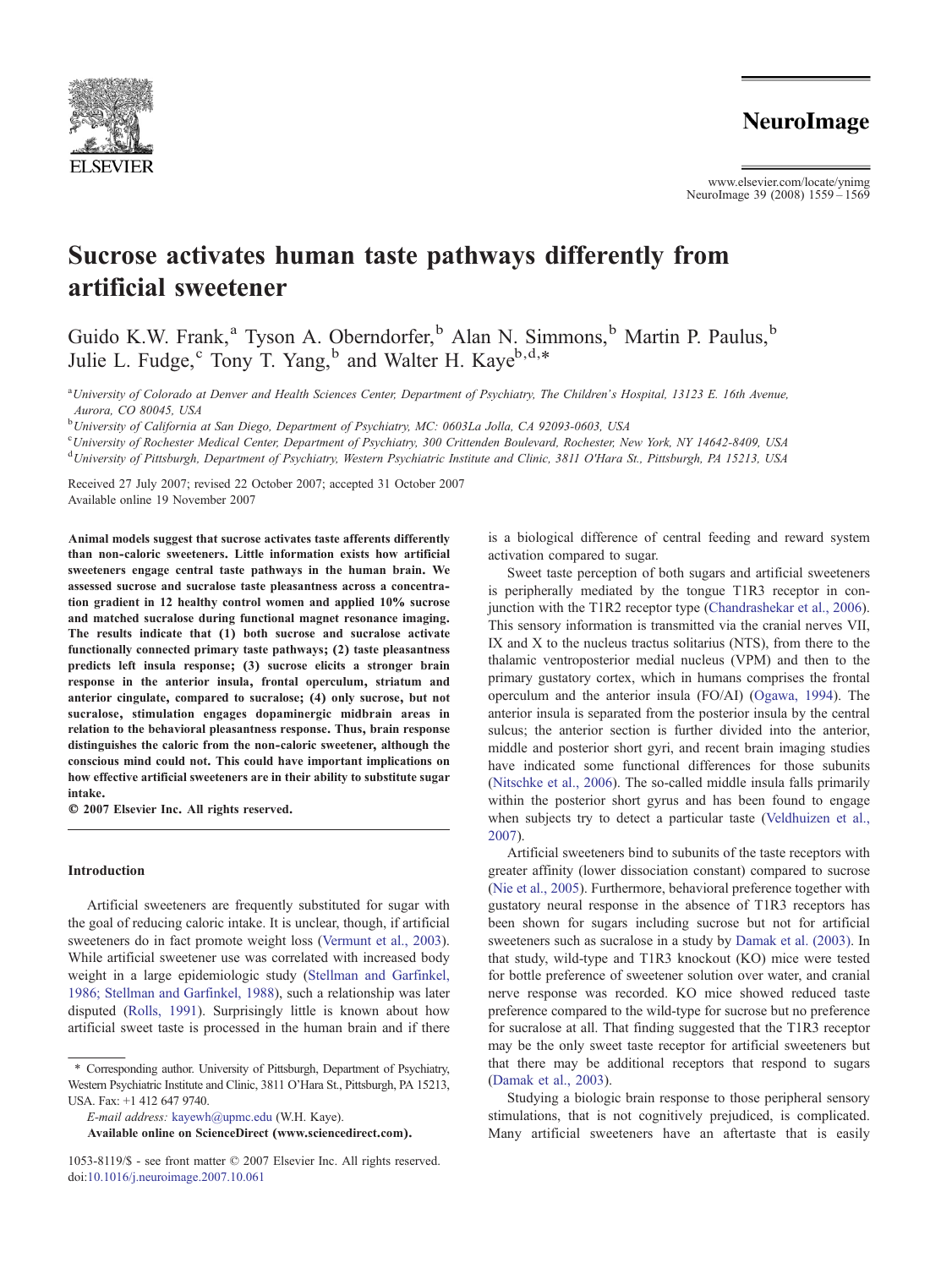# Sucrose activates human taste pathways differently from artificial sweetener

Guido K.W. Frank,[a] Tyson A. Oberndorfer,[b] Alan N. Simmons,[b] Martin P. Paulus,[b] Julie L. Fudge,[c] Tony T. Yang,[b] and Walter H. Kaye[b,d,*]

[a] *University of Colorado at Denver and Health Sciences Center, Department of Psychiatry, The Children's Hospital, 13123 E. 16th Avenue, Aurora, CO 80045, USA*

[b] *University of California at San Diego, Department of Psychiatry, MC: 0603La Jolla, CA 92093-0603, USA*

[c] *University of Rochester Medical Center, Department of Psychiatry, 300 Crittenden Boulevard, Rochester, New York, NY 14642-8409, USA*

[d] *University of Pittsburgh, Department of Psychiatry, Western Psychiatric Institute and Clinic, 3811 O'Hara St., Pittsburgh, PA 15213, USA*

Received 27 July 2007; revised 22 October 2007; accepted 31 October 2007
Available online 19 November 2007

**Animal models suggest that sucrose activates taste afferents differently than non-caloric sweeteners. Little information exists how artificial sweeteners engage central taste pathways in the human brain. We assessed sucrose and sucralose taste pleasantness across a concentration gradient in 12 healthy control women and applied 10% sucrose and matched sucralose during functional magnet resonance imaging. The results indicate that (1) both sucrose and sucralose activate functionally connected primary taste pathways; (2) taste pleasantness predicts left insula response; (3) sucrose elicits a stronger brain response in the anterior insula, frontal operculum, striatum and anterior cingulate, compared to sucralose; (4) only sucrose, but not sucralose, stimulation engages dopaminergic midbrain areas in relation to the behavioral pleasantness response. Thus, brain response distinguishes the caloric from the non-caloric sweetener, although the conscious mind could not. This could have important implications on how effective artificial sweeteners are in their ability to substitute sugar intake.**

**© 2007 Elsevier Inc. All rights reserved.**

## Introduction

Artificial sweeteners are frequently substituted for sugar with the goal of reducing caloric intake. It is unclear, though, if artificial sweeteners do in fact promote weight loss (Vermunt et al., 2003). While artificial sweetener use was correlated with increased body weight in a large epidemiologic study (Stellman and Garfinkel, 1986; Stellman and Garfinkel, 1988), such a relationship was later disputed (Rolls, 1991). Surprisingly little is known about how artificial sweet taste is processed in the human brain and if there is a biological difference of central feeding and reward system activation compared to sugar.

Sweet taste perception of both sugars and artificial sweeteners is peripherally mediated by the tongue T1R3 receptor in conjunction with the T1R2 receptor type (Chandrashekar et al., 2006). This sensory information is transmitted via the cranial nerves VII, IX and X to the nucleus tractus solitarius (NTS), from there to the thalamic ventroposterior medial nucleus (VPM) and then to the primary gustatory cortex, which in humans comprises the frontal operculum and the anterior insula (FO/AI) (Ogawa, 1994). The anterior insula is separated from the posterior insula by the central sulcus; the anterior section is further divided into the anterior, middle and posterior short gyri, and recent brain imaging studies have indicated some functional differences for those subunits (Nitschke et al., 2006). The so-called middle insula falls primarily within the posterior short gyrus and has been found to engage when subjects try to detect a particular taste (Veldhuizen et al., 2007).

Artificial sweeteners bind to subunits of the taste receptors with greater affinity (lower dissociation constant) compared to sucrose (Nie et al., 2005). Furthermore, behavioral preference together with gustatory neural response in the absence of T1R3 receptors has been shown for sugars including sucrose but not for artificial sweeteners such as sucralose in a study by Damak et al. (2003). In that study, wild-type and T1R3 knockout (KO) mice were tested for bottle preference of sweetener solution over water, and cranial nerve response was recorded. KO mice showed reduced taste preference compared to the wild-type for sucrose but no preference for sucralose at all. That finding suggested that the T1R3 receptor may be the only sweet taste receptor for artificial sweeteners but that there may be additional receptors that respond to sugars (Damak et al., 2003).

Studying a biologic brain response to those peripheral sensory stimulations, that is not cognitively prejudiced, is complicated. Many artificial sweeteners have an aftertaste that is easily

* Corresponding author. University of Pittsburgh, Department of Psychiatry, Western Psychiatric Institute and Clinic, 3811 O'Hara St., Pittsburgh, PA 15213, USA. Fax: +1 412 647 9740.

*E-mail address:* kayewh@upmc.edu (W.H. Kaye).

**Available online on ScienceDirect (www.sciencedirect.com).**

1053-8119/$ - see front matter © 2007 Elsevier Inc. All rights reserved.
doi:10.1016/j.neuroimage.2007.10.061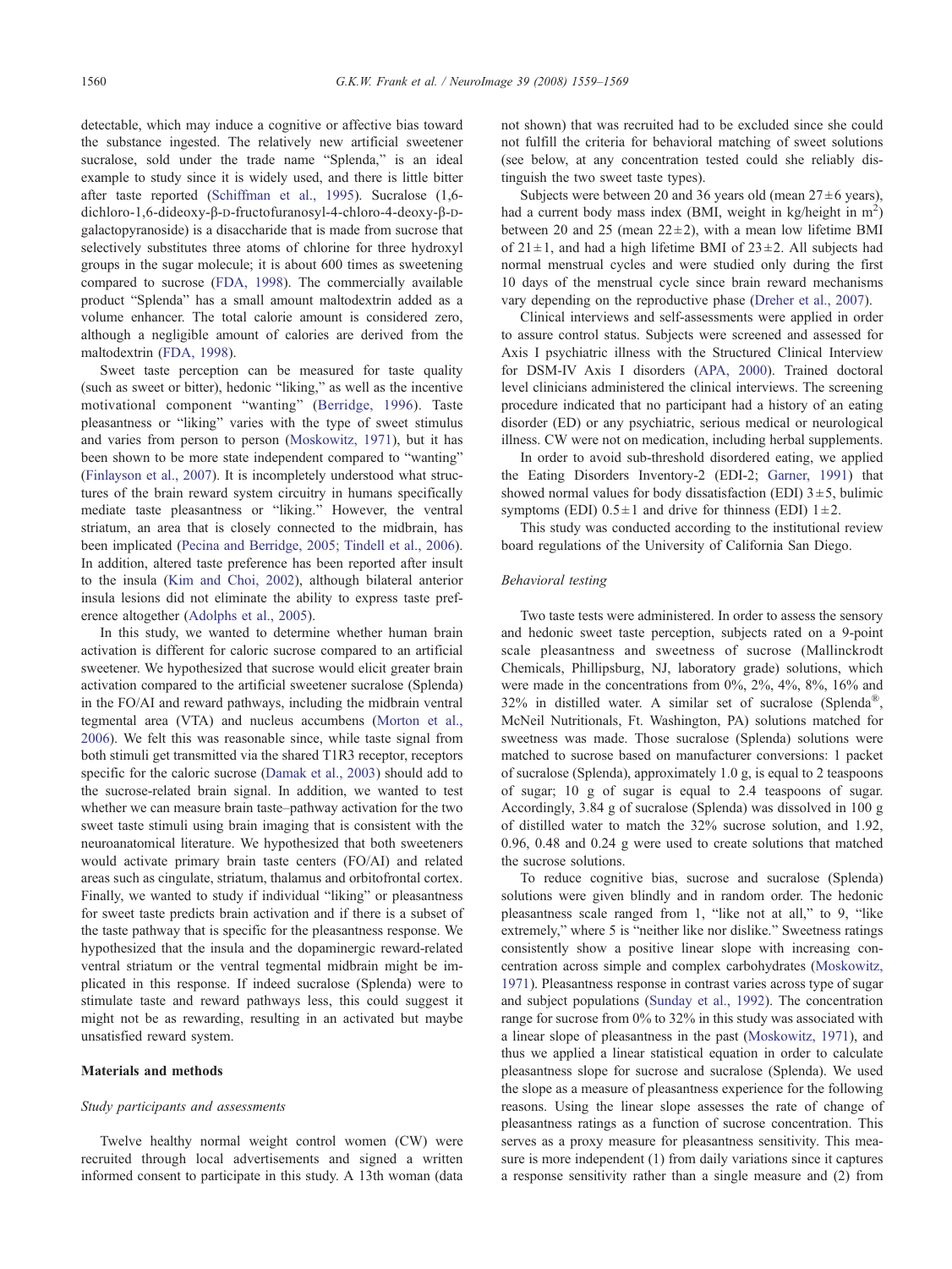detectable, which may induce a cognitive or affective bias toward the substance ingested. The relatively new artificial sweetener sucralose, sold under the trade name "Splenda," is an ideal example to study since it is widely used, and there is little bitter after taste reported (Schiffman et al., 1995). Sucralose (1,6-dichloro-1,6-dideoxy-β-D-fructofuranosyl-4-chloro-4-deoxy-β-D-galactopyranoside) is a disaccharide that is made from sucrose that selectively substitutes three atoms of chlorine for three hydroxyl groups in the sugar molecule; it is about 600 times as sweetening compared to sucrose (FDA, 1998). The commercially available product "Splenda" has a small amount maltodextrin added as a volume enhancer. The total calorie amount is considered zero, although a negligible amount of calories are derived from the maltodextrin (FDA, 1998).

Sweet taste perception can be measured for taste quality (such as sweet or bitter), hedonic "liking," as well as the incentive motivational component "wanting" (Berridge, 1996). Taste pleasantness or "liking" varies with the type of sweet stimulus and varies from person to person (Moskowitz, 1971), but it has been shown to be more state independent compared to "wanting" (Finlayson et al., 2007). It is incompletely understood what structures of the brain reward system circuitry in humans specifically mediate taste pleasantness or "liking." However, the ventral striatum, an area that is closely connected to the midbrain, has been implicated (Pecina and Berridge, 2005; Tindell et al., 2006). In addition, altered taste preference has been reported after insult to the insula (Kim and Choi, 2002), although bilateral anterior insula lesions did not eliminate the ability to express taste preference altogether (Adolphs et al., 2005).

In this study, we wanted to determine whether human brain activation is different for caloric sucrose compared to an artificial sweetener. We hypothesized that sucrose would elicit greater brain activation compared to the artificial sweetener sucralose (Splenda) in the FO/AI and reward pathways, including the midbrain ventral tegmental area (VTA) and nucleus accumbens (Morton et al., 2006). We felt this was reasonable since, while taste signal from both stimuli get transmitted via the shared T1R3 receptor, receptors specific for the caloric sucrose (Damak et al., 2003) should add to the sucrose-related brain signal. In addition, we wanted to test whether we can measure brain taste–pathway activation for the two sweet taste stimuli using brain imaging that is consistent with the neuroanatomical literature. We hypothesized that both sweeteners would activate primary brain taste centers (FO/AI) and related areas such as cingulate, striatum, thalamus and orbitofrontal cortex. Finally, we wanted to study if individual "liking" or pleasantness for sweet taste predicts brain activation and if there is a subset of the taste pathway that is specific for the pleasantness response. We hypothesized that the insula and the dopaminergic reward-related ventral striatum or the ventral tegmental midbrain might be implicated in this response. If indeed sucralose (Splenda) were to stimulate taste and reward pathways less, this could suggest it might not be as rewarding, resulting in an activated but maybe unsatisfied reward system.

## Materials and methods

### *Study participants and assessments*

Twelve healthy normal weight control women (CW) were recruited through local advertisements and signed a written informed consent to participate in this study. A 13th woman (data not shown) that was recruited had to be excluded since she could not fulfill the criteria for behavioral matching of sweet solutions (see below, at any concentration tested could she reliably distinguish the two sweet taste types).

Subjects were between 20 and 36 years old (mean 27 ± 6 years), had a current body mass index (BMI, weight in kg/height in $m^2$) between 20 and 25 (mean 22 ± 2), with a mean low lifetime BMI of 21 ± 1, and had a high lifetime BMI of 23 ± 2. All subjects had normal menstrual cycles and were studied only during the first 10 days of the menstrual cycle since brain reward mechanisms vary depending on the reproductive phase (Dreher et al., 2007).

Clinical interviews and self-assessments were applied in order to assure control status. Subjects were screened and assessed for Axis I psychiatric illness with the Structured Clinical Interview for DSM-IV Axis I disorders (APA, 2000). Trained doctoral level clinicians administered the clinical interviews. The screening procedure indicated that no participant had a history of an eating disorder (ED) or any psychiatric, serious medical or neurological illness. CW were not on medication, including herbal supplements.

In order to avoid sub-threshold disordered eating, we applied the Eating Disorders Inventory-2 (EDI-2; Garner, 1991) that showed normal values for body dissatisfaction (EDI) 3 ± 5, bulimic symptoms (EDI) 0.5 ± 1 and drive for thinness (EDI) 1 ± 2.

This study was conducted according to the institutional review board regulations of the University of California San Diego.

### *Behavioral testing*

Two taste tests were administered. In order to assess the sensory and hedonic sweet taste perception, subjects rated on a 9-point scale pleasantness and sweetness of sucrose (Mallinckrodt Chemicals, Phillipsburg, NJ, laboratory grade) solutions, which were made in the concentrations from 0%, 2%, 4%, 8%, 16% and 32% in distilled water. A similar set of sucralose (Splenda®, McNeil Nutritionals, Ft. Washington, PA) solutions matched for sweetness was made. Those sucralose (Splenda) solutions were matched to sucrose based on manufacturer conversions: 1 packet of sucralose (Splenda), approximately 1.0 g, is equal to 2 teaspoons of sugar; 10 g of sugar is equal to 2.4 teaspoons of sugar. Accordingly, 3.84 g of sucralose (Splenda) was dissolved in 100 g of distilled water to match the 32% sucrose solution, and 1.92, 0.96, 0.48 and 0.24 g were used to create solutions that matched the sucrose solutions.

To reduce cognitive bias, sucrose and sucralose (Splenda) solutions were given blindly and in random order. The hedonic pleasantness scale ranged from 1, "like not at all," to 9, "like extremely," where 5 is "neither like nor dislike." Sweetness ratings consistently show a positive linear slope with increasing concentration across simple and complex carbohydrates (Moskowitz, 1971). Pleasantness response in contrast varies across type of sugar and subject populations (Sunday et al., 1992). The concentration range for sucrose from 0% to 32% in this study was associated with a linear slope of pleasantness in the past (Moskowitz, 1971), and thus we applied a linear statistical equation in order to calculate pleasantness slope for sucrose and sucralose (Splenda). We used the slope as a measure of pleasantness experience for the following reasons. Using the linear slope assesses the rate of change of pleasantness ratings as a function of sucrose concentration. This serves as a proxy measure for pleasantness sensitivity. This measure is more independent (1) from daily variations since it captures a response sensitivity rather than a single measure and (2) from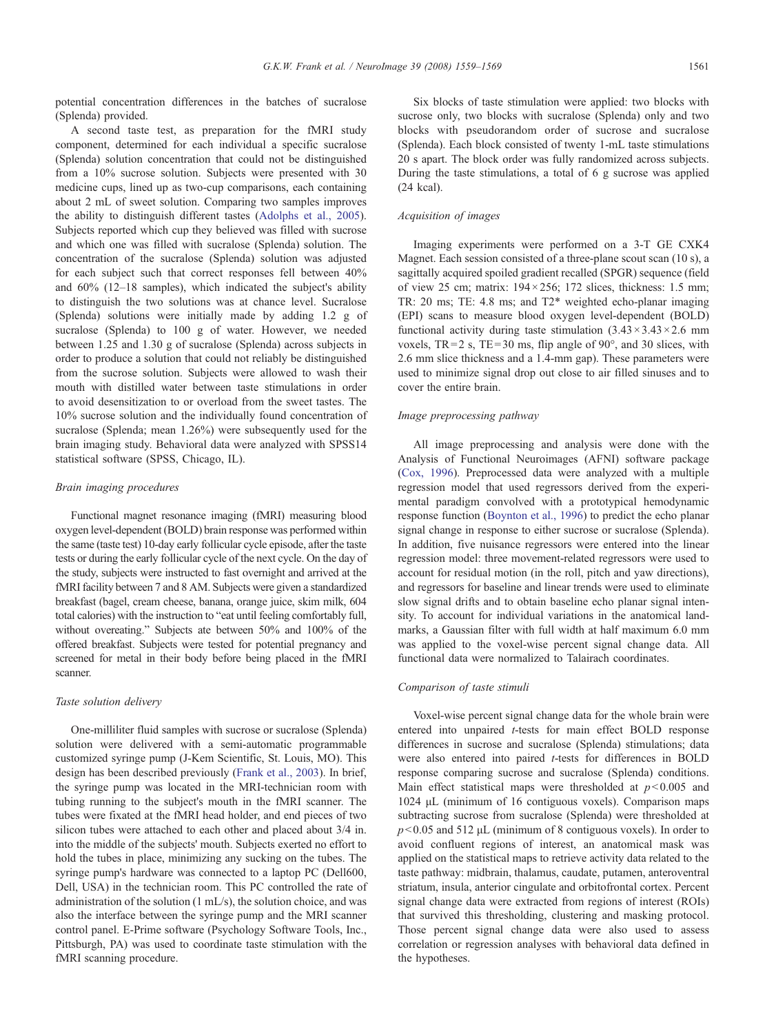potential concentration differences in the batches of sucralose (Splenda) provided.

A second taste test, as preparation for the fMRI study component, determined for each individual a specific sucralose (Splenda) solution concentration that could not be distinguished from a 10% sucrose solution. Subjects were presented with 30 medicine cups, lined up as two-cup comparisons, each containing about 2 mL of sweet solution. Comparing two samples improves the ability to distinguish different tastes (Adolphs et al., 2005). Subjects reported which cup they believed was filled with sucrose and which one was filled with sucralose (Splenda) solution. The concentration of the sucralose (Splenda) solution was adjusted for each subject such that correct responses fell between 40% and 60% (12–18 samples), which indicated the subject's ability to distinguish the two solutions was at chance level. Sucralose (Splenda) solutions were initially made by adding 1.2 g of sucralose (Splenda) to 100 g of water. However, we needed between 1.25 and 1.30 g of sucralose (Splenda) across subjects in order to produce a solution that could not reliably be distinguished from the sucrose solution. Subjects were allowed to wash their mouth with distilled water between taste stimulations in order to avoid desensitization to or overload from the sweet tastes. The 10% sucrose solution and the individually found concentration of sucralose (Splenda; mean 1.26%) were subsequently used for the brain imaging study. Behavioral data were analyzed with SPSS14 statistical software (SPSS, Chicago, IL).

### *Brain imaging procedures*

Functional magnet resonance imaging (fMRI) measuring blood oxygen level-dependent (BOLD) brain response was performed within the same (taste test) 10-day early follicular cycle episode, after the taste tests or during the early follicular cycle of the next cycle. On the day of the study, subjects were instructed to fast overnight and arrived at the fMRI facility between 7 and 8 AM. Subjects were given a standardized breakfast (bagel, cream cheese, banana, orange juice, skim milk, 604 total calories) with the instruction to "eat until feeling comfortably full, without overeating." Subjects ate between 50% and 100% of the offered breakfast. Subjects were tested for potential pregnancy and screened for metal in their body before being placed in the fMRI scanner.

### *Taste solution delivery*

One-milliliter fluid samples with sucrose or sucralose (Splenda) solution were delivered with a semi-automatic programmable customized syringe pump (J-Kem Scientific, St. Louis, MO). This design has been described previously (Frank et al., 2003). In brief, the syringe pump was located in the MRI-technician room with tubing running to the subject's mouth in the fMRI scanner. The tubes were fixated at the fMRI head holder, and end pieces of two silicon tubes were attached to each other and placed about 3/4 in. into the middle of the subjects' mouth. Subjects exerted no effort to hold the tubes in place, minimizing any sucking on the tubes. The syringe pump's hardware was connected to a laptop PC (Dell600, Dell, USA) in the technician room. This PC controlled the rate of administration of the solution (1 mL/s), the solution choice, and was also the interface between the syringe pump and the MRI scanner control panel. E-Prime software (Psychology Software Tools, Inc., Pittsburgh, PA) was used to coordinate taste stimulation with the fMRI scanning procedure.

Six blocks of taste stimulation were applied: two blocks with sucrose only, two blocks with sucralose (Splenda) only and two blocks with pseudorandom order of sucrose and sucralose (Splenda). Each block consisted of twenty 1-mL taste stimulations 20 s apart. The block order was fully randomized across subjects. During the taste stimulations, a total of 6 g sucrose was applied (24 kcal).

### *Acquisition of images*

Imaging experiments were performed on a 3-T GE CXK4 Magnet. Each session consisted of a three-plane scout scan (10 s), a sagittally acquired spoiled gradient recalled (SPGR) sequence (field of view 25 cm; matrix: $194 \times 256$; 172 slices, thickness: 1.5 mm; TR: 20 ms; TE: 4.8 ms; and T2* weighted echo-planar imaging (EPI) scans to measure blood oxygen level-dependent (BOLD) functional activity during taste stimulation ($3.43 \times 3.43 \times 2.6$ mm voxels, TR = 2 s, TE = 30 ms, flip angle of 90°, and 30 slices, with 2.6 mm slice thickness and a 1.4-mm gap). These parameters were used to minimize signal drop out close to air filled sinuses and to cover the entire brain.

### *Image preprocessing pathway*

All image preprocessing and analysis were done with the Analysis of Functional Neuroimages (AFNI) software package (Cox, 1996). Preprocessed data were analyzed with a multiple regression model that used regressors derived from the experimental paradigm convolved with a prototypical hemodynamic response function (Boynton et al., 1996) to predict the echo planar signal change in response to either sucrose or sucralose (Splenda). In addition, five nuisance regressors were entered into the linear regression model: three movement-related regressors were used to account for residual motion (in the roll, pitch and yaw directions), and regressors for baseline and linear trends were used to eliminate slow signal drifts and to obtain baseline echo planar signal intensity. To account for individual variations in the anatomical landmarks, a Gaussian filter with full width at half maximum 6.0 mm was applied to the voxel-wise percent signal change data. All functional data were normalized to Talairach coordinates.

### *Comparison of taste stimuli*

Voxel-wise percent signal change data for the whole brain were entered into unpaired *t*-tests for main effect BOLD response differences in sucrose and sucralose (Splenda) stimulations; data were also entered into paired *t*-tests for differences in BOLD response comparing sucrose and sucralose (Splenda) conditions. Main effect statistical maps were thresholded at $p < 0.005$ and 1024 μL (minimum of 16 contiguous voxels). Comparison maps subtracting sucrose from sucralose (Splenda) were thresholded at $p < 0.05$ and 512 μL (minimum of 8 contiguous voxels). In order to avoid confluent regions of interest, an anatomical mask was applied on the statistical maps to retrieve activity data related to the taste pathway: midbrain, thalamus, caudate, putamen, anteroventral striatum, insula, anterior cingulate and orbitofrontal cortex. Percent signal change data were extracted from regions of interest (ROIs) that survived this thresholding, clustering and masking protocol. Those percent signal change data were also used to assess correlation or regression analyses with behavioral data defined in the hypotheses.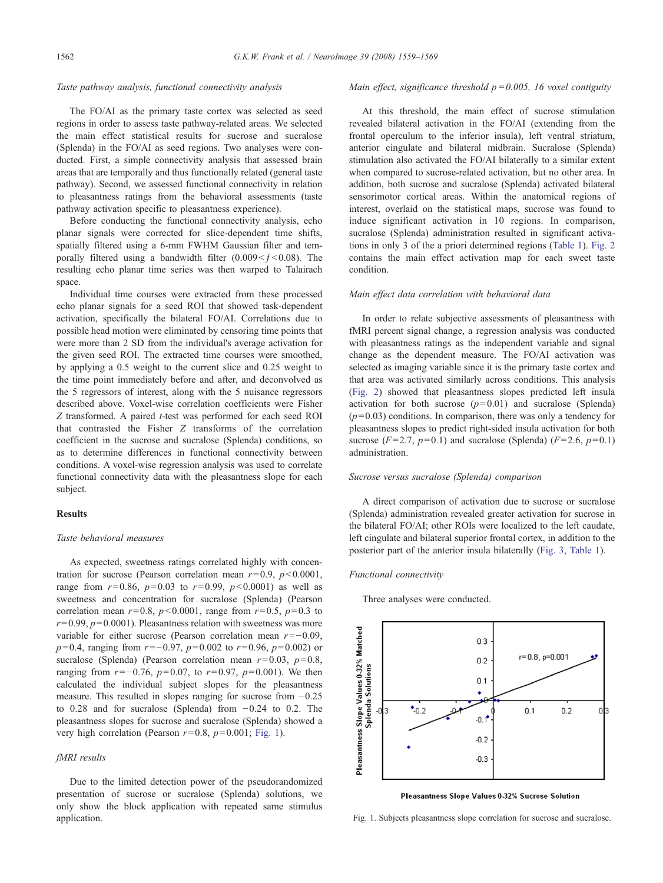*Taste pathway analysis, functional connectivity analysis*

The FO/AI as the primary taste cortex was selected as seed regions in order to assess taste pathway-related areas. We selected the main effect statistical results for sucrose and sucralose (Splenda) in the FO/AI as seed regions. Two analyses were conducted. First, a simple connectivity analysis that assessed brain areas that are temporally and thus functionally related (general taste pathway). Second, we assessed functional connectivity in relation to pleasantness ratings from the behavioral assessments (taste pathway activation specific to pleasantness experience).

Before conducting the functional connectivity analysis, echo planar signals were corrected for slice-dependent time shifts, spatially filtered using a 6-mm FWHM Gaussian filter and temporally filtered using a bandwidth filter ($0.009 < f < 0.08$). The resulting echo planar time series was then warped to Talairach space.

Individual time courses were extracted from these processed echo planar signals for a seed ROI that showed task-dependent activation, specifically the bilateral FO/AI. Correlations due to possible head motion were eliminated by censoring time points that were more than 2 SD from the individual's average activation for the given seed ROI. The extracted time courses were smoothed, by applying a 0.5 weight to the current slice and 0.25 weight to the time point immediately before and after, and deconvolved as the 5 regressors of interest, along with the 5 nuisance regressors described above. Voxel-wise correlation coefficients were Fisher $Z$ transformed. A paired $t$-test was performed for each seed ROI that contrasted the Fisher $Z$ transforms of the correlation coefficient in the sucrose and sucralose (Splenda) conditions, so as to determine differences in functional connectivity between conditions. A voxel-wise regression analysis was used to correlate functional connectivity data with the pleasantness slope for each subject.

## Results

*Taste behavioral measures*

As expected, sweetness ratings correlated highly with concentration for sucrose (Pearson correlation mean $r = 0.9$, $p < 0.0001$, range from $r = 0.86$, $p = 0.03$ to $r = 0.99$, $p < 0.0001$) as well as sweetness and concentration for sucralose (Splenda) (Pearson correlation mean $r = 0.8$, $p < 0.0001$, range from $r = 0.5$, $p = 0.3$ to $r = 0.99$, $p = 0.0001$). Pleasantness relation with sweetness was more variable for either sucrose (Pearson correlation mean $r = -0.09$, $p = 0.4$, ranging from $r = -0.97$, $p = 0.002$ to $r = 0.96$, $p = 0.002$) or sucralose (Splenda) (Pearson correlation mean $r = 0.03$, $p = 0.8$, ranging from $r = -0.76$, $p = 0.07$, to $r = 0.97$, $p = 0.001$). We then calculated the individual subject slopes for the pleasantness measure. This resulted in slopes ranging for sucrose from $-0.25$ to 0.28 and for sucralose (Splenda) from $-0.24$ to 0.2. The pleasantness slopes for sucrose and sucralose (Splenda) showed a very high correlation (Pearson $r = 0.8$, $p = 0.001$; Fig. 1).

*fMRI results*

Due to the limited detection power of the pseudorandomized presentation of sucrose or sucralose (Splenda) solutions, we only show the block application with repeated same stimulus application.

*Main effect, significance threshold $p = 0.005$, 16 voxel contiguity*

At this threshold, the main effect of sucrose stimulation revealed bilateral activation in the FO/AI (extending from the frontal operculum to the inferior insula), left ventral striatum, anterior cingulate and bilateral midbrain. Sucralose (Splenda) stimulation also activated the FO/AI bilaterally to a similar extent when compared to sucrose-related activation, but no other area. In addition, both sucrose and sucralose (Splenda) activated bilateral sensorimotor cortical areas. Within the anatomical regions of interest, overlaid on the statistical maps, sucrose was found to induce significant activation in 10 regions. In comparison, sucralose (Splenda) administration resulted in significant activations in only 3 of the a priori determined regions (Table 1). Fig. 2 contains the main effect activation map for each sweet taste condition.

*Main effect data correlation with behavioral data*

In order to relate subjective assessments of pleasantness with fMRI percent signal change, a regression analysis was conducted with pleasantness ratings as the independent variable and signal change as the dependent measure. The FO/AI activation was selected as imaging variable since it is the primary taste cortex and that area was activated similarly across conditions. This analysis (Fig. 2) showed that pleasantness slopes predicted left insula activation for both sucrose ($p = 0.01$) and sucralose (Splenda) ($p = 0.03$) conditions. In comparison, there was only a tendency for pleasantness slopes to predict right-sided insula activation for both sucrose ($F = 2.7$, $p = 0.1$) and sucralose (Splenda) ($F = 2.6$, $p = 0.1$) administration.

*Sucrose versus sucralose (Splenda) comparison*

A direct comparison of activation due to sucrose or sucralose (Splenda) administration revealed greater activation for sucrose in the bilateral FO/AI; other ROIs were localized to the left caudate, left cingulate and bilateral superior frontal cortex, in addition to the posterior part of the anterior insula bilaterally (Fig. 3, Table 1).

*Functional connectivity*

Three analyses were conducted.

Fig. 1. Subjects pleasantness slope correlation for sucrose and sucralose.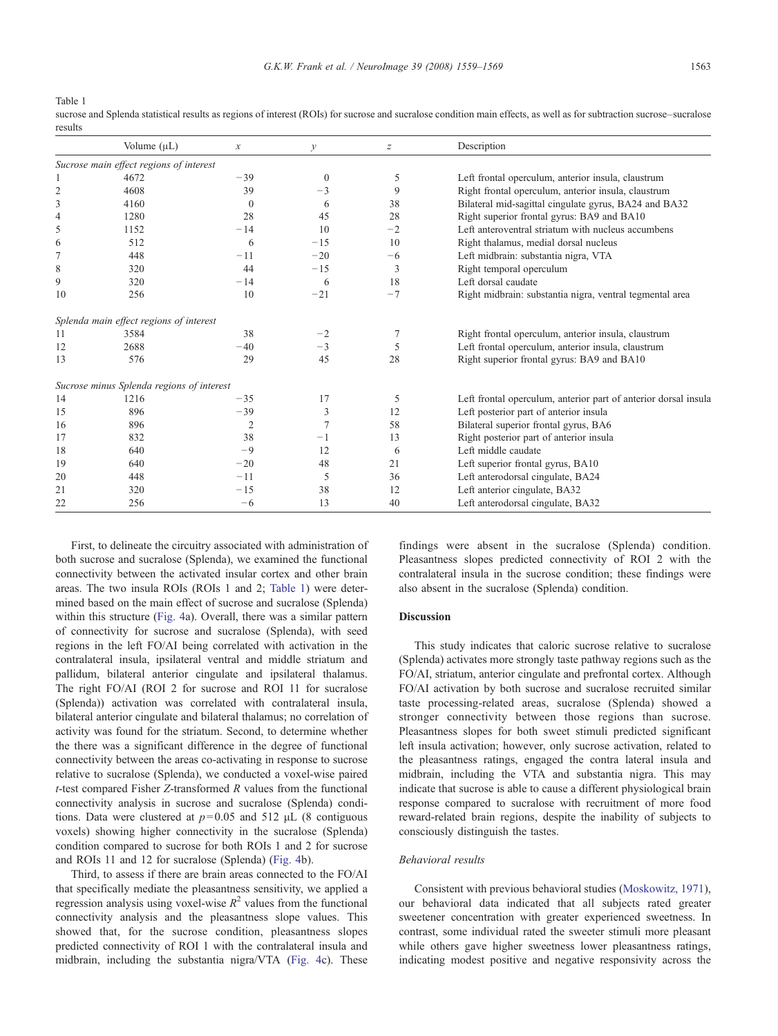Table 1

sucrose and Splenda statistical results as regions of interest (ROIs) for sucrose and sucralose condition main effects, as well as for subtraction sucrose–sucralose results

| | Volume (μL) | *x* | *y* | *z* | Description |
|---|---|---|---|---|---|
| *Sucrose main effect regions of interest* | | | | | |
| 1 | 4672 | −39 | 0 | 5 | Left frontal operculum, anterior insula, claustrum |
| 2 | 4608 | 39 | −3 | 9 | Right frontal operculum, anterior insula, claustrum |
| 3 | 4160 | 0 | 6 | 38 | Bilateral mid-sagittal cingulate gyrus, BA24 and BA32 |
| 4 | 1280 | 28 | 45 | 28 | Right superior frontal gyrus: BA9 and BA10 |
| 5 | 1152 | −14 | 10 | −2 | Left anteroventral striatum with nucleus accumbens |
| 6 | 512 | 6 | −15 | 10 | Right thalamus, medial dorsal nucleus |
| 7 | 448 | −11 | −20 | −6 | Left midbrain: substantia nigra, VTA |
| 8 | 320 | 44 | −15 | 3 | Right temporal operculum |
| 9 | 320 | −14 | 6 | 18 | Left dorsal caudate |
| 10 | 256 | 10 | −21 | −7 | Right midbrain: substantia nigra, ventral tegmental area |
| *Splenda main effect regions of interest* | | | | | |
| 11 | 3584 | 38 | −2 | 7 | Right frontal operculum, anterior insula, claustrum |
| 12 | 2688 | −40 | −3 | 5 | Left frontal operculum, anterior insula, claustrum |
| 13 | 576 | 29 | 45 | 28 | Right superior frontal gyrus: BA9 and BA10 |
| *Sucrose minus Splenda regions of interest* | | | | | |
| 14 | 1216 | −35 | 17 | 5 | Left frontal operculum, anterior part of anterior dorsal insula |
| 15 | 896 | −39 | 3 | 12 | Left posterior part of anterior insula |
| 16 | 896 | 2 | 7 | 58 | Bilateral superior frontal gyrus, BA6 |
| 17 | 832 | 38 | −1 | 13 | Right posterior part of anterior insula |
| 18 | 640 | −9 | 12 | 6 | Left middle caudate |
| 19 | 640 | −20 | 48 | 21 | Left superior frontal gyrus, BA10 |
| 20 | 448 | −11 | 5 | 36 | Left anterodorsal cingulate, BA24 |
| 21 | 320 | −15 | 38 | 12 | Left anterior cingulate, BA32 |
| 22 | 256 | −6 | 13 | 40 | Left anterodorsal cingulate, BA32 |

First, to delineate the circuitry associated with administration of both sucrose and sucralose (Splenda), we examined the functional connectivity between the activated insular cortex and other brain areas. The two insula ROIs (ROIs 1 and 2; Table 1) were determined based on the main effect of sucrose and sucralose (Splenda) within this structure (Fig. 4a). Overall, there was a similar pattern of connectivity for sucrose and sucralose (Splenda), with seed regions in the left FO/AI being correlated with activation in the contralateral insula, ipsilateral ventral and middle striatum and pallidum, bilateral anterior cingulate and ipsilateral thalamus. The right FO/AI (ROI 2 for sucrose and ROI 11 for sucralose (Splenda)) activation was correlated with contralateral insula, bilateral anterior cingulate and bilateral thalamus; no correlation of activity was found for the striatum. Second, to determine whether the there was a significant difference in the degree of functional connectivity between the areas co-activating in response to sucrose relative to sucralose (Splenda), we conducted a voxel-wise paired *t*-test compared Fisher *Z*-transformed *R* values from the functional connectivity analysis in sucrose and sucralose (Splenda) conditions. Data were clustered at $p = 0.05$ and 512 μL (8 contiguous voxels) showing higher connectivity in the sucralose (Splenda) condition compared to sucrose for both ROIs 1 and 2 for sucrose and ROIs 11 and 12 for sucralose (Splenda) (Fig. 4b).

Third, to assess if there are brain areas connected to the FO/AI that specifically mediate the pleasantness sensitivity, we applied a regression analysis using voxel-wise $R^2$ values from the functional connectivity analysis and the pleasantness slope values. This showed that, for the sucrose condition, pleasantness slopes predicted connectivity of ROI 1 with the contralateral insula and midbrain, including the substantia nigra/VTA (Fig. 4c). These findings were absent in the sucralose (Splenda) condition. Pleasantness slopes predicted connectivity of ROI 2 with the contralateral insula in the sucrose condition; these findings were also absent in the sucralose (Splenda) condition.

## Discussion

This study indicates that caloric sucrose relative to sucralose (Splenda) activates more strongly taste pathway regions such as the FO/AI, striatum, anterior cingulate and prefrontal cortex. Although FO/AI activation by both sucrose and sucralose recruited similar taste processing-related areas, sucralose (Splenda) showed a stronger connectivity between those regions than sucrose. Pleasantness slopes for both sweet stimuli predicted significant left insula activation; however, only sucrose activation, related to the pleasantness ratings, engaged the contra lateral insula and midbrain, including the VTA and substantia nigra. This may indicate that sucrose is able to cause a different physiological brain response compared to sucralose with recruitment of more food reward-related brain regions, despite the inability of subjects to consciously distinguish the tastes.

### *Behavioral results*

Consistent with previous behavioral studies (Moskowitz, 1971), our behavioral data indicated that all subjects rated greater sweetener concentration with greater experienced sweetness. In contrast, some individual rated the sweeter stimuli more pleasant while others gave higher sweetness lower pleasantness ratings, indicating modest positive and negative responsivity across the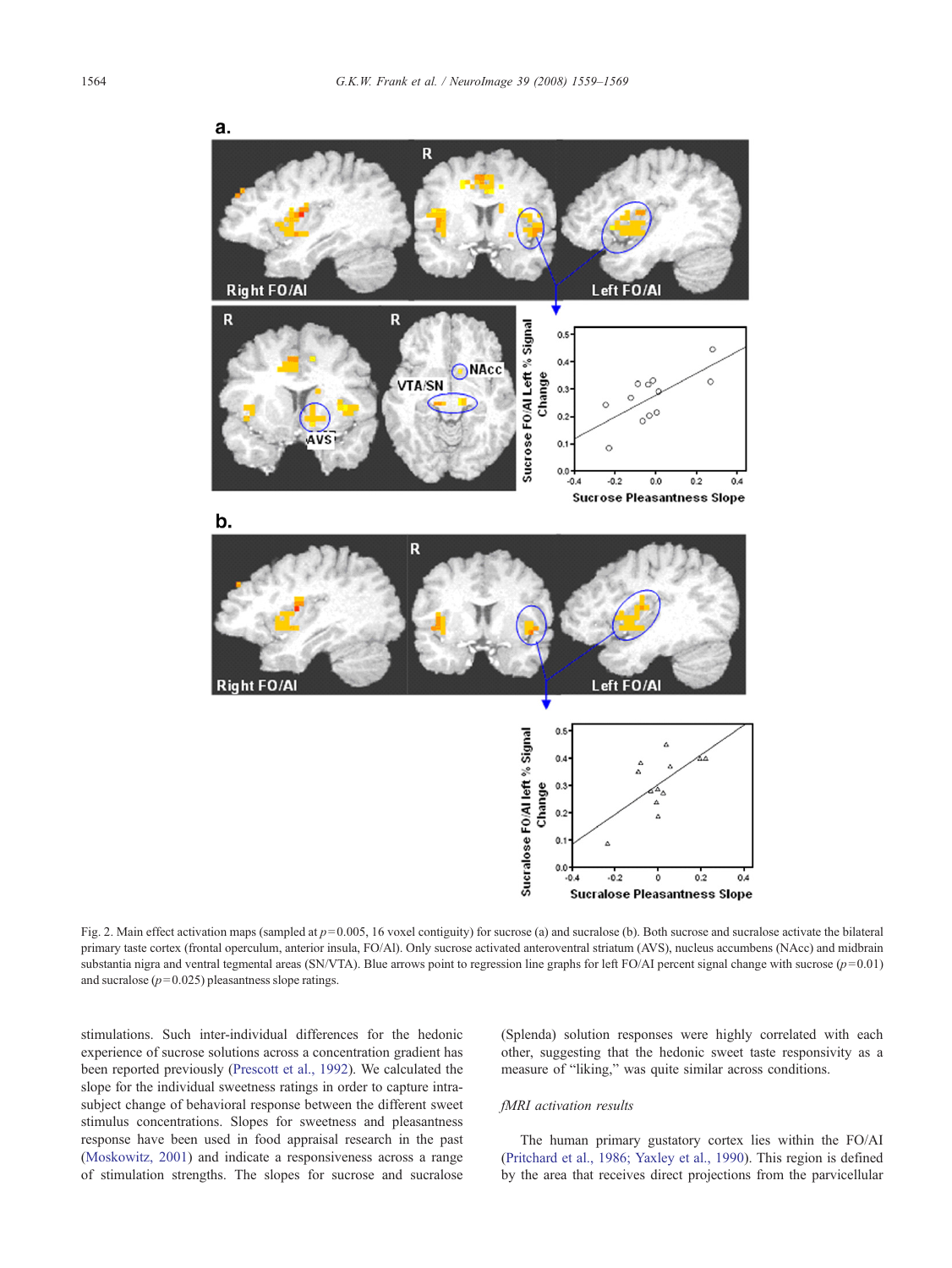Fig. 2. Main effect activation maps (sampled at $p = 0.005$, 16 voxel contiguity) for sucrose (a) and sucralose (b). Both sucrose and sucralose activate the bilateral primary taste cortex (frontal operculum, anterior insula, FO/AI). Only sucrose activated anteroventral striatum (AVS), nucleus accumbens (NAcc) and midbrain substantia nigra and ventral tegmental areas (SN/VTA). Blue arrows point to regression line graphs for left FO/AI percent signal change with sucrose ($p = 0.01$) and sucralose ($p = 0.025$) pleasantness slope ratings.

stimulations. Such inter-individual differences for the hedonic experience of sucrose solutions across a concentration gradient has been reported previously (Prescott et al., 1992). We calculated the slope for the individual sweetness ratings in order to capture intra-subject change of behavioral response between the different sweet stimulus concentrations. Slopes for sweetness and pleasantness response have been used in food appraisal research in the past (Moskowitz, 2001) and indicate a responsiveness across a range of stimulation strengths. The slopes for sucrose and sucralose (Splenda) solution responses were highly correlated with each other, suggesting that the hedonic sweet taste responsivity as a measure of "liking," was quite similar across conditions.

*fMRI activation results*

The human primary gustatory cortex lies within the FO/AI (Pritchard et al., 1986; Yaxley et al., 1990). This region is defined by the area that receives direct projections from the parvicellular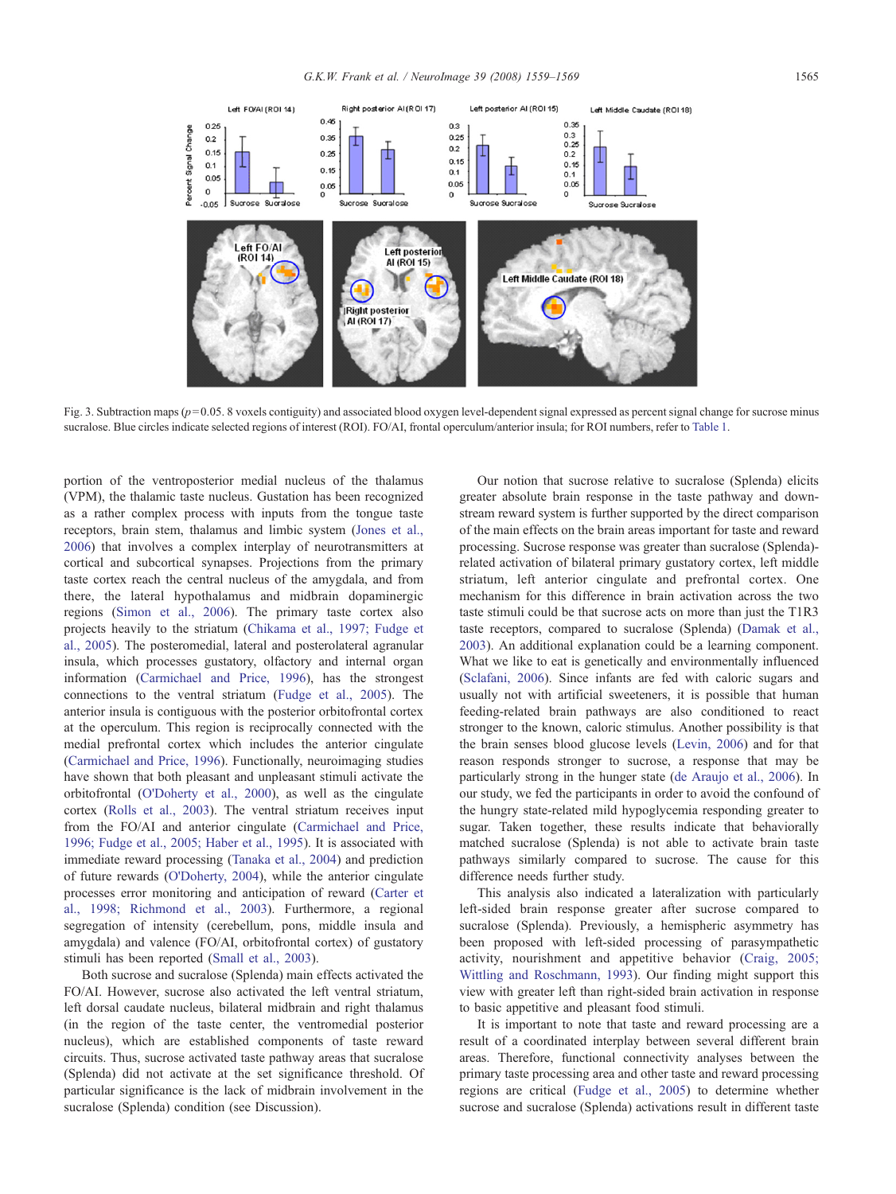Fig. 3. Subtraction maps ($p = 0.05$. 8 voxels contiguity) and associated blood oxygen level-dependent signal expressed as percent signal change for sucrose minus sucralose. Blue circles indicate selected regions of interest (ROI). FO/AI, frontal operculum/anterior insula; for ROI numbers, refer to Table 1.

portion of the ventroposterior medial nucleus of the thalamus (VPM), the thalamic taste nucleus. Gustation has been recognized as a rather complex process with inputs from the tongue taste receptors, brain stem, thalamus and limbic system (Jones et al., 2006) that involves a complex interplay of neurotransmitters at cortical and subcortical synapses. Projections from the primary taste cortex reach the central nucleus of the amygdala, and from there, the lateral hypothalamus and midbrain dopaminergic regions (Simon et al., 2006). The primary taste cortex also projects heavily to the striatum (Chikama et al., 1997; Fudge et al., 2005). The posteromedial, lateral and posterolateral agranular insula, which processes gustatory, olfactory and internal organ information (Carmichael and Price, 1996), has the strongest connections to the ventral striatum (Fudge et al., 2005). The anterior insula is contiguous with the posterior orbitofrontal cortex at the operculum. This region is reciprocally connected with the medial prefrontal cortex which includes the anterior cingulate (Carmichael and Price, 1996). Functionally, neuroimaging studies have shown that both pleasant and unpleasant stimuli activate the orbitofrontal (O'Doherty et al., 2000), as well as the cingulate cortex (Rolls et al., 2003). The ventral striatum receives input from the FO/AI and anterior cingulate (Carmichael and Price, 1996; Fudge et al., 2005; Haber et al., 1995). It is associated with immediate reward processing (Tanaka et al., 2004) and prediction of future rewards (O'Doherty, 2004), while the anterior cingulate processes error monitoring and anticipation of reward (Carter et al., 1998; Richmond et al., 2003). Furthermore, a regional segregation of intensity (cerebellum, pons, middle insula and amygdala) and valence (FO/AI, orbitofrontal cortex) of gustatory stimuli has been reported (Small et al., 2003).

Both sucrose and sucralose (Splenda) main effects activated the FO/AI. However, sucrose also activated the left ventral striatum, left dorsal caudate nucleus, bilateral midbrain and right thalamus (in the region of the taste center, the ventromedial posterior nucleus), which are established components of taste reward circuits. Thus, sucrose activated taste pathway areas that sucralose (Splenda) did not activate at the set significance threshold. Of particular significance is the lack of midbrain involvement in the sucralose (Splenda) condition (see Discussion).

Our notion that sucrose relative to sucralose (Splenda) elicits greater absolute brain response in the taste pathway and downstream reward system is further supported by the direct comparison of the main effects on the brain areas important for taste and reward processing. Sucrose response was greater than sucralose (Splenda)-related activation of bilateral primary gustatory cortex, left middle striatum, left anterior cingulate and prefrontal cortex. One mechanism for this difference in brain activation across the two taste stimuli could be that sucrose acts on more than just the T1R3 taste receptors, compared to sucralose (Splenda) (Damak et al., 2003). An additional explanation could be a learning component. What we like to eat is genetically and environmentally influenced (Sclafani, 2006). Since infants are fed with caloric sugars and usually not with artificial sweeteners, it is possible that human feeding-related brain pathways are also conditioned to react stronger to the known, caloric stimulus. Another possibility is that the brain senses blood glucose levels (Levin, 2006) and for that reason responds stronger to sucrose, a response that may be particularly strong in the hunger state (de Araujo et al., 2006). In our study, we fed the participants in order to avoid the confound of the hungry state-related mild hypoglycemia responding greater to sugar. Taken together, these results indicate that behaviorally matched sucralose (Splenda) is not able to activate brain taste pathways similarly compared to sucrose. The cause for this difference needs further study.

This analysis also indicated a lateralization with particularly left-sided brain response greater after sucrose compared to sucralose (Splenda). Previously, a hemispheric asymmetry has been proposed with left-sided processing of parasympathetic activity, nourishment and appetitive behavior (Craig, 2005; Wittling and Roschmann, 1993). Our finding might support this view with greater left than right-sided brain activation in response to basic appetitive and pleasant food stimuli.

It is important to note that taste and reward processing are a result of a coordinated interplay between several different brain areas. Therefore, functional connectivity analyses between the primary taste processing area and other taste and reward processing regions are critical (Fudge et al., 2005) to determine whether sucrose and sucralose (Splenda) activations result in different taste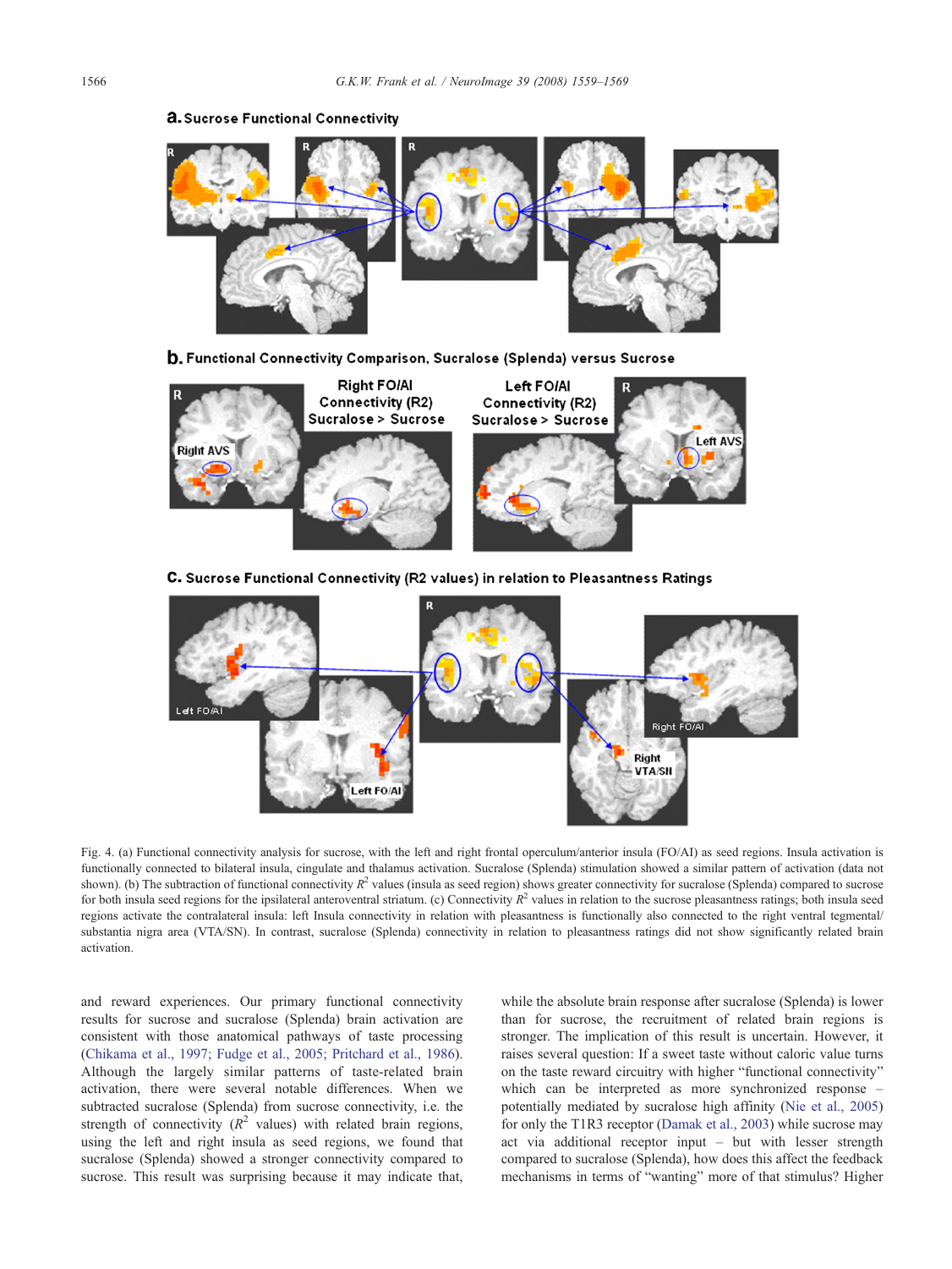Fig. 4. (a) Functional connectivity analysis for sucrose, with the left and right frontal operculum/anterior insula (FO/AI) as seed regions. Insula activation is functionally connected to bilateral insula, cingulate and thalamus activation. Sucralose (Splenda) stimulation showed a similar pattern of activation (data not shown). (b) The subtraction of functional connectivity $R^2$ values (insula as seed region) shows greater connectivity for sucralose (Splenda) compared to sucrose for both insula seed regions for the ipsilateral anteroventral striatum. (c) Connectivity $R^2$ values in relation to the sucrose pleasantness ratings; both insula seed regions activate the contralateral insula: left Insula connectivity in relation with pleasantness is functionally also connected to the right ventral tegmental/substantia nigra area (VTA/SN). In contrast, sucralose (Splenda) connectivity in relation to pleasantness ratings did not show significantly related brain activation.

and reward experiences. Our primary functional connectivity results for sucrose and sucralose (Splenda) brain activation are consistent with those anatomical pathways of taste processing (Chikama et al., 1997; Fudge et al., 2005; Pritchard et al., 1986). Although the largely similar patterns of taste-related brain activation, there were several notable differences. When we subtracted sucralose (Splenda) from sucrose connectivity, i.e. the strength of connectivity ($R^2$ values) with related brain regions, using the left and right insula as seed regions, we found that sucralose (Splenda) showed a stronger connectivity compared to sucrose. This result was surprising because it may indicate that, while the absolute brain response after sucralose (Splenda) is lower than for sucrose, the recruitment of related brain regions is stronger. The implication of this result is uncertain. However, it raises several question: If a sweet taste without caloric value turns on the taste reward circuitry with higher "functional connectivity" which can be interpreted as more synchronized response – potentially mediated by sucralose high affinity (Nie et al., 2005) for only the T1R3 receptor (Damak et al., 2003) while sucrose may act via additional receptor input – but with lesser strength compared to sucralose (Splenda), how does this affect the feedback mechanisms in terms of "wanting" more of that stimulus? Higher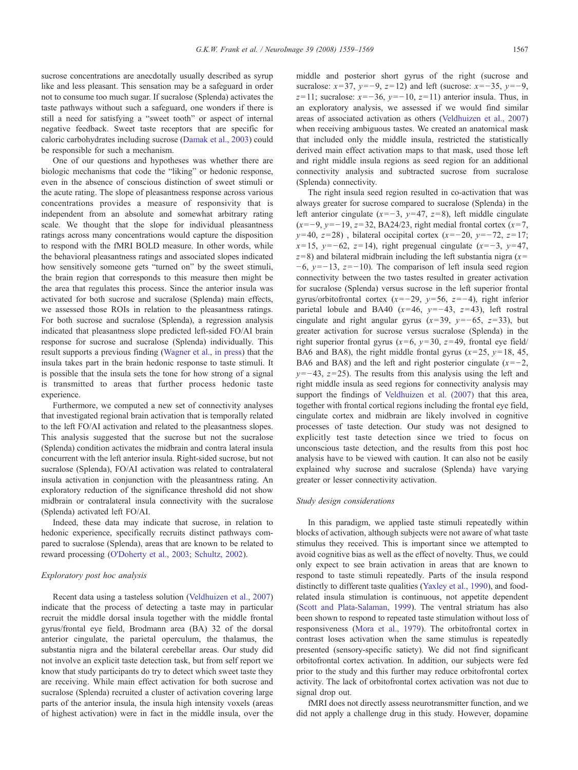sucrose concentrations are anecdotally usually described as syrup like and less pleasant. This sensation may be a safeguard in order not to consume too much sugar. If sucralose (Splenda) activates the taste pathways without such a safeguard, one wonders if there is still a need for satisfying a "sweet tooth" or aspect of internal negative feedback. Sweet taste receptors that are specific for caloric carbohydrates including sucrose (Damak et al., 2003) could be responsible for such a mechanism.

One of our questions and hypotheses was whether there are biologic mechanisms that code the "liking" or hedonic response, even in the absence of conscious distinction of sweet stimuli or the acute rating. The slope of pleasantness response across various concentrations provides a measure of responsivity that is independent from an absolute and somewhat arbitrary rating scale. We thought that the slope for individual pleasantness ratings across many concentrations would capture the disposition to respond with the fMRI BOLD measure. In other words, while the behavioral pleasantness ratings and associated slopes indicated how sensitively someone gets "turned on" by the sweet stimuli, the brain region that corresponds to this measure then might be the area that regulates this process. Since the anterior insula was activated for both sucrose and sucralose (Splenda) main effects, we assessed those ROIs in relation to the pleasantness ratings. For both sucrose and sucralose (Splenda), a regression analysis indicated that pleasantness slope predicted left-sided FO/AI brain response for sucrose and sucralose (Splenda) individually. This result supports a previous finding (Wagner et al., in press) that the insula takes part in the brain hedonic response to taste stimuli. It is possible that the insula sets the tone for how strong of a signal is transmitted to areas that further process hedonic taste experience.

Furthermore, we computed a new set of connectivity analyses that investigated regional brain activation that is temporally related to the left FO/AI activation and related to the pleasantness slopes. This analysis suggested that the sucrose but not the sucralose (Splenda) condition activates the midbrain and contra lateral insula concurrent with the left anterior insula. Right-sided sucrose, but not sucralose (Splenda), FO/AI activation was related to contralateral insula activation in conjunction with the pleasantness rating. An exploratory reduction of the significance threshold did not show midbrain or contralateral insula connectivity with the sucralose (Splenda) activated left FO/AI.

Indeed, these data may indicate that sucrose, in relation to hedonic experience, specifically recruits distinct pathways compared to sucralose (Splenda), areas that are known to be related to reward processing (O'Doherty et al., 2003; Schultz, 2002).

### *Exploratory post hoc analysis*

Recent data using a tasteless solution (Veldhuizen et al., 2007) indicate that the process of detecting a taste may in particular recruit the middle dorsal insula together with the middle frontal gyrus/frontal eye field, Brodmann area (BA) 32 of the dorsal anterior cingulate, the parietal operculum, the thalamus, the substantia nigra and the bilateral cerebellar areas. Our study did not involve an explicit taste detection task, but from self report we know that study participants do try to detect which sweet taste they are receiving. While main effect activation for both sucrose and sucralose (Splenda) recruited a cluster of activation covering large parts of the anterior insula, the insula high intensity voxels (areas of highest activation) were in fact in the middle insula, over the middle and posterior short gyrus of the right (sucrose and sucralose: $x=37$, $y=-9$, $z=12$) and left (sucrose: $x=-35$, $y=-9$, $z=11$; sucralose: $x=-36$, $y=-10$, $z=11$) anterior insula. Thus, in an exploratory analysis, we assessed if we would find similar areas of associated activation as others (Veldhuizen et al., 2007) when receiving ambiguous tastes. We created an anatomical mask that included only the middle insula, restricted the statistically derived main effect activation maps to that mask, used those left and right middle insula regions as seed region for an additional connectivity analysis and subtracted sucrose from sucralose (Splenda) connectivity.

The right insula seed region resulted in co-activation that was always greater for sucrose compared to sucralose (Splenda) in the left anterior cingulate ($x=-3$, $y=47$, $z=8$), left middle cingulate ($x=-9$, $y=-19$, $z=32$, BA24/23, right medial frontal cortex ($x=7$, $y=40$, $z=28$) , bilateral occipital cortex ($x=-20$, $y=-72$, $z=17$; $x=15$, $y=-62$, $z=14$), right pregenual cingulate ($x=-3$, $y=47$, $z=8$) and bilateral midbrain including the left substantia nigra ($x=-6$, $y=-13$, $z=-10$). The comparison of left insula seed region connectivity between the two tastes resulted in greater activation for sucralose (Splenda) versus sucrose in the left superior frontal gyrus/orbitofrontal cortex ($x=-29$, $y=56$, $z=-4$), right inferior parietal lobule and BA40 ($x=46$, $y=-43$, $z=43$), left rostral cingulate and right angular gyrus ($x=39$, $y=-65$, $z=33$), but greater activation for sucrose versus sucralose (Splenda) in the right superior frontal gyrus ($x=6$, $y=30$, $z=49$, frontal eye field/ BA6 and BA8), the right middle frontal gyrus ($x=25$, $y=18$, 45, BA6 and BA8) and the left and right posterior cingulate ($x=-2$, $y=-43$, $z=25$). The results from this analysis using the left and right middle insula as seed regions for connectivity analysis may support the findings of Veldhuizen et al. (2007) that this area, together with frontal cortical regions including the frontal eye field, cingulate cortex and midbrain are likely involved in cognitive processes of taste detection. Our study was not designed to explicitly test taste detection since we tried to focus on unconscious taste detection, and the results from this post hoc analysis have to be viewed with caution. It can also not be easily explained why sucrose and sucralose (Splenda) have varying greater or lesser connectivity activation.

### *Study design considerations*

In this paradigm, we applied taste stimuli repeatedly within blocks of activation, although subjects were not aware of what taste stimulus they received. This is important since we attempted to avoid cognitive bias as well as the effect of novelty. Thus, we could only expect to see brain activation in areas that are known to respond to taste stimuli repeatedly. Parts of the insula respond distinctly to different taste qualities (Yaxley et al., 1990), and food-related insula stimulation is continuous, not appetite dependent (Scott and Plata-Salaman, 1999). The ventral striatum has also been shown to respond to repeated taste stimulation without loss of responsiveness (Mora et al., 1979). The orbitofrontal cortex in contrast loses activation when the same stimulus is repeatedly presented (sensory-specific satiety). We did not find significant orbitofrontal cortex activation. In addition, our subjects were fed prior to the study and this further may reduce orbitofrontal cortex activity. The lack of orbitofrontal cortex activation was not due to signal drop out.

fMRI does not directly assess neurotransmitter function, and we did not apply a challenge drug in this study. However, dopamine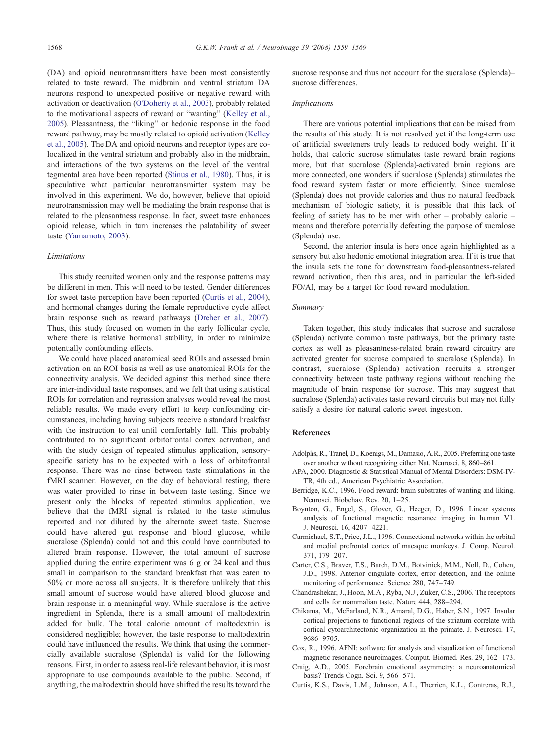(DA) and opioid neurotransmitters have been most consistently related to taste reward. The midbrain and ventral striatum DA neurons respond to unexpected positive or negative reward with activation or deactivation (O'Doherty et al., 2003), probably related to the motivational aspects of reward or "wanting" (Kelley et al., 2005). Pleasantness, the "liking" or hedonic response in the food reward pathway, may be mostly related to opioid activation (Kelley et al., 2005). The DA and opioid neurons and receptor types are co-localized in the ventral striatum and probably also in the midbrain, and interactions of the two systems on the level of the ventral tegmental area have been reported (Stinus et al., 1980). Thus, it is speculative what particular neurotransmitter system may be involved in this experiment. We do, however, believe that opioid neurotransmission may well be mediating the brain response that is related to the pleasantness response. In fact, sweet taste enhances opioid release, which in turn increases the palatability of sweet taste (Yamamoto, 2003).

### *Limitations*

This study recruited women only and the response patterns may be different in men. This will need to be tested. Gender differences for sweet taste perception have been reported (Curtis et al., 2004), and hormonal changes during the female reproductive cycle affect brain response such as reward pathways (Dreher et al., 2007). Thus, this study focused on women in the early follicular cycle, where there is relative hormonal stability, in order to minimize potentially confounding effects.

We could have placed anatomical seed ROIs and assessed brain activation on an ROI basis as well as use anatomical ROIs for the connectivity analysis. We decided against this method since there are inter-individual taste responses, and we felt that using statistical ROIs for correlation and regression analyses would reveal the most reliable results. We made every effort to keep confounding circumstances, including having subjects receive a standard breakfast with the instruction to eat until comfortably full. This probably contributed to no significant orbitofrontal cortex activation, and with the study design of repeated stimulus application, sensory-specific satiety has to be expected with a loss of orbitofrontal response. There was no rinse between taste stimulations in the fMRI scanner. However, on the day of behavioral testing, there was water provided to rinse in between taste testing. Since we present only the blocks of repeated stimulus application, we believe that the fMRI signal is related to the taste stimulus reported and not diluted by the alternate sweet taste. Sucrose could have altered gut response and blood glucose, while sucralose (Splenda) could not and this could have contributed to altered brain response. However, the total amount of sucrose applied during the entire experiment was 6 g or 24 kcal and thus small in comparison to the standard breakfast that was eaten to 50% or more across all subjects. It is therefore unlikely that this small amount of sucrose would have altered blood glucose and brain response in a meaningful way. While sucralose is the active ingredient in Splenda, there is a small amount of maltodextrin added for bulk. The total calorie amount of maltodextrin is considered negligible; however, the taste response to maltodextrin could have influenced the results. We think that using the commercially available sucralose (Splenda) is valid for the following reasons. First, in order to assess real-life relevant behavior, it is most appropriate to use compounds available to the public. Second, if anything, the maltodextrin should have shifted the results toward the sucrose response and thus not account for the sucralose (Splenda)–sucrose differences.

### *Implications*

There are various potential implications that can be raised from the results of this study. It is not resolved yet if the long-term use of artificial sweeteners truly leads to reduced body weight. If it holds, that caloric sucrose stimulates taste reward brain regions more, but that sucralose (Splenda)-activated brain regions are more connected, one wonders if sucralose (Splenda) stimulates the food reward system faster or more efficiently. Since sucralose (Splenda) does not provide calories and thus no natural feedback mechanism of biologic satiety, it is possible that this lack of feeling of satiety has to be met with other – probably caloric – means and therefore potentially defeating the purpose of sucralose (Splenda) use.

Second, the anterior insula is here once again highlighted as a sensory but also hedonic emotional integration area. If it is true that the insula sets the tone for downstream food-pleasantness-related reward activation, then this area, and in particular the left-sided FO/AI, may be a target for food reward modulation.

### *Summary*

Taken together, this study indicates that sucrose and sucralose (Splenda) activate common taste pathways, but the primary taste cortex as well as pleasantness-related brain reward circuitry are activated greater for sucrose compared to sucralose (Splenda). In contrast, sucralose (Splenda) activation recruits a stronger connectivity between taste pathway regions without reaching the magnitude of brain response for sucrose. This may suggest that sucralose (Splenda) activates taste reward circuits but may not fully satisfy a desire for natural caloric sweet ingestion.

## References

Adolphs, R., Tranel, D., Koenigs, M., Damasio, A.R., 2005. Preferring one taste over another without recognizing either. Nat. Neurosci. 8, 860–861.

APA, 2000. Diagnostic & Statistical Manual of Mental Disorders: DSM-IV-TR, 4th ed., American Psychiatric Association.

Berridge, K.C., 1996. Food reward: brain substrates of wanting and liking. Neurosci. Biobehav. Rev. 20, 1–25.

Boynton, G., Engel, S., Glover, G., Heeger, D., 1996. Linear systems analysis of functional magnetic resonance imaging in human V1. J. Neurosci. 16, 4207–4221.

Carmichael, S.T., Price, J.L., 1996. Connectional networks within the orbital and medial prefrontal cortex of macaque monkeys. J. Comp. Neurol. 371, 179–207.

Carter, C.S., Braver, T.S., Barch, D.M., Botvinick, M.M., Noll, D., Cohen, J.D., 1998. Anterior cingulate cortex, error detection, and the online monitoring of performance. Science 280, 747–749.

Chandrashekar, J., Hoon, M.A., Ryba, N.J., Zuker, C.S., 2006. The receptors and cells for mammalian taste. Nature 444, 288–294.

Chikama, M., McFarland, N.R., Amaral, D.G., Haber, S.N., 1997. Insular cortical projections to functional regions of the striatum correlate with cortical cytoarchitectonic organization in the primate. J. Neurosci. 17, 9686–9705.

Cox, R., 1996. AFNI: software for analysis and visualization of functional magnetic resonance neuroimages. Comput. Biomed. Res. 29, 162–173.

Craig, A.D., 2005. Forebrain emotional asymmetry: a neuroanatomical basis? Trends Cogn. Sci. 9, 566–571.

Curtis, K.S., Davis, L.M., Johnson, A.L., Therrien, K.L., Contreras, R.J.,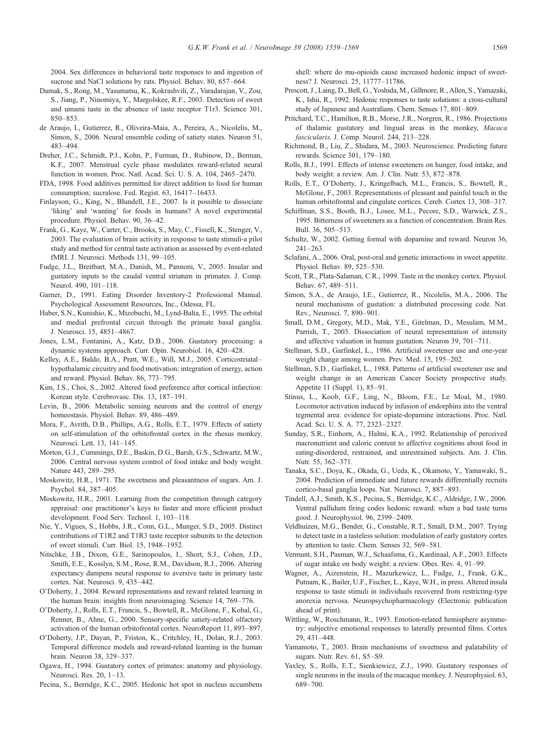2004. Sex differences in behavioral taste responses to and ingestion of sucrose and NaCl solutions by rats. Physiol. Behav. 80, 657–664.

Damak, S., Rong, M., Yasumatsu, K., Kokrashvili, Z., Varadarajan, V., Zou, S., Jiang, P., Ninomiya, Y., Margolskee, R.F., 2003. Detection of sweet and umami taste in the absence of taste receptor T1r3. Science 301, 850–853.

de Araujo, I., Gutierrez, R., Oliveira-Maia, A., Pereira, A., Nicolelis, M., Simon, S., 2006. Neural ensemble coding of satiety states. Neuron 51, 483–494.

Dreher, J.C., Schmidt, P.J., Kohn, P., Furman, D., Rubinow, D., Berman, K.F., 2007. Menstrual cycle phase modulates reward-related neural function in women. Proc. Natl. Acad. Sci. U. S. A. 104, 2465–2470.

FDA, 1998. Food additives permitted for direct addition to food for human consumption; sucralose. Fed. Regist. 63, 16417–16433.

Finlayson, G., King, N., Blundell, J.E., 2007. Is it possible to dissociate 'liking' and 'wanting' for foods in humans? A novel experimental procedure. Physiol. Behav. 90, 36–42.

Frank, G., Kaye, W., Carter, C., Brooks, S., May, C., Fissell, K., Stenger, V., 2003. The evaluation of brain activity in response to taste stimuli-a pilot study and method for central taste activation as assessed by event-related fMRI. J. Neurosci. Methods 131, 99–105.

Fudge, J.L., Breitbart, M.A., Danish, M., Pannoni, V., 2005. Insular and gustatory inputs to the caudal ventral striatum in primates. J. Comp. Neurol. 490, 101–118.

Garner, D., 1991. Eating Disorder Inventory-2 Professional Manual. Psychological Assessment Resources, Inc., Odessa, FL.

Haber, S.N., Kunishio, K., Mizobuchi, M., Lynd-Balta, E., 1995. The orbital and medial prefrontal circuit through the primate basal ganglia. J. Neurosci. 15, 4851–4867.

Jones, L.M., Fontanini, A., Katz, D.B., 2006. Gustatory processing: a dynamic systems approach. Curr. Opin. Neurobiol. 16, 420–428.

Kelley, A.E., Baldo, B.A., Pratt, W.E., Will, M.J., 2005. Corticostriatal–hypothalamic circuitry and food motivation: integration of energy, action and reward. Physiol. Behav. 86, 773–795.

Kim, J.S., Choi, S., 2002. Altered food preference after cortical infarction: Korean style. Cerebrovasc. Dis. 13, 187–191.

Levin, B., 2006. Metabolic sensing neurons and the control of energy homeostasis. Physiol. Behav. 89, 486–489.

Mora, F., Avrith, D.B., Phillips, A.G., Rolls, E.T., 1979. Effects of satiety on self-stimulation of the orbitofrontal cortex in the rhesus monkey. Neurosci. Lett. 13, 141–145.

Morton, G.J., Cummings, D.E., Baskin, D.G., Barsh, G.S., Schwartz, M.W., 2006. Central nervous system control of food intake and body weight. Nature 443, 289–295.

Moskowitz, H.R., 1971. The sweetness and pleasantness of sugars. Am. J. Psychol. 84, 387–405.

Moskowitz, H.R., 2001. Learning from the competition through category appraisal: one practitioner's keys to faster and more efficient product development. Food Serv. Technol. 1, 103–118.

Nie, Y., Vigues, S., Hobbs, J.R., Conn, G.L., Munger, S.D., 2005. Distinct contributions of T1R2 and T1R3 taste receptor subunits to the detection of sweet stimuli. Curr. Biol. 15, 1948–1952.

Nitschke, J.B., Dixon, G.E., Sarinopoulos, I., Short, S.J., Cohen, J.D., Smith, E.E., Kosslyn, S.M., Rose, R.M., Davidson, R.J., 2006. Altering expectancy dampens neural response to aversive taste in primary taste cortex. Nat. Neurosci. 9, 435–442.

O'Doherty, J., 2004. Reward representations and reward related learning in the human brain: insights from neuroimaging. Science 14, 769–776.

O'Doherty, J., Rolls, E.T., Francis, S., Bowtell, R., McGlone, F., Kobal, G., Renner, B., Ahne, G., 2000. Sensory-specific satiety-related olfactory activation of the human orbitofrontal cortex. NeuroReport 11, 893–897.

O'Doherty, J.P., Dayan, P., Friston, K., Critchley, H., Dolan, R.J., 2003. Temporal difference models and reward-related learning in the human brain. Neuron 38, 329–337.

Ogawa, H., 1994. Gustatory cortex of primates: anatomy and physiology. Neurosci. Res. 20, 1–13.

Pecina, S., Berridge, K.C., 2005. Hedonic hot spot in nucleus accumbens shell: where do mu-opioids cause increased hedonic impact of sweetness? J. Neurosci. 25, 11777–11786.

Prescott, J., Laing, D., Bell, G., Yoshida, M., Gillmore, R., Allen, S., Yamazaki, K., Ishii, R., 1992. Hedonic responses to taste solutions: a cross-cultural study of Japanese and Australians. Chem. Senses 17, 801–809.

Pritchard, T.C., Hamilton, R.B., Morse, J.R., Norgren, R., 1986. Projections of thalamic gustatory and lingual areas in the monkey, *Macaca fascicularis*. J. Comp. Neurol. 244, 213–228.

Richmond, B., Liu, Z., Shidara, M., 2003. Neuroscience. Predicting future rewards. Science 301, 179–180.

Rolls, B.J., 1991. Effects of intense sweeteners on hunger, food intake, and body weight: a review. Am. J. Clin. Nutr. 53, 872–878.

Rolls, E.T., O'Doherty, J., Kringelbach, M.L., Francis, S., Bowtell, R., McGlone, F., 2003. Representations of pleasant and painful touch in the human orbitofrontal and cingulate cortices. Cereb. Cortex 13, 308–317.

Schiffman, S.S., Booth, B.J., Losee, M.L., Pecore, S.D., Warwick, Z.S., 1995. Bitterness of sweeteners as a function of concentration. Brain Res. Bull. 36, 505–513.

Schultz, W., 2002. Getting formal with dopamine and reward. Neuron 36, 241–263.

Sclafani, A., 2006. Oral, post-oral and genetic interactions in sweet appetite. Physiol. Behav. 89, 525–530.

Scott, T.R., Plata-Salaman, C.R., 1999. Taste in the monkey cortex. Physiol. Behav. 67, 489–511.

Simon, S.A., de Araujo, I.E., Gutierrez, R., Nicolelis, M.A., 2006. The neural mechanisms of gustation: a distributed processing code. Nat. Rev., Neurosci. 7, 890–901.

Small, D.M., Gregory, M.D., Mak, Y.E., Gitelman, D., Mesulam, M.M., Parrish, T., 2003. Dissociation of neural representation of intensity and affective valuation in human gustation. Neuron 39, 701–711.

Stellman, S.D., Garfinkel, L., 1986. Artificial sweetener use and one-year weight change among women. Prev. Med. 15, 195–202.

Stellman, S.D., Garfinkel, L., 1988. Patterns of artificial sweetener use and weight change in an American Cancer Society prospective study. Appetite 11 (Suppl. 1), 85–91.

Stinus, L., Koob, G.F., Ling, N., Bloom, F.E., Le Moal, M., 1980. Locomotor activation induced by infusion of endorphins into the ventral tegmental area: evidence for opiate-dopamine interactions. Proc. Natl. Acad. Sci. U. S. A. 77, 2323–2327.

Sunday, S.R., Einhorn, A., Halmi, K.A., 1992. Relationship of perceived macronutrient and caloric content to affective cognitions about food in eating-disordered, restrained, and unrestrained subjects. Am. J. Clin. Nutr. 55, 362–371.

Tanaka, S.C., Doya, K., Okada, G., Ueda, K., Okamoto, Y., Yamawaki, S., 2004. Prediction of immediate and future rewards differentially recruits cortico-basal ganglia loops. Nat. Neurosci. 7, 887–893.

Tindell, A.J., Smith, K.S., Pecina, S., Berridge, K.C., Aldridge, J.W., 2006. Ventral pallidum firing codes hedonic reward: when a bad taste turns good. J. Neurophysiol. 96, 2399–2409.

Veldhuizen, M.G., Bender, G., Constable, R.T., Small, D.M., 2007. Trying to detect taste in a tasteless solution: modulation of early gustatory cortex by attention to taste. Chem. Senses 32, 569–581.

Vermunt, S.H., Pasman, W.J., Schaafsma, G., Kardinaal, A.F., 2003. Effects of sugar intake on body weight: a review. Obes. Rev. 4, 91–99.

Wagner, A., Aizenstein, H., Mazurkewicz, L., Fudge, J., Frank, G.K., Putnam, K., Bailer, U.F., Fischer, L., Kaye, W.H., in press. Altered insula response to taste stimuli in individuals recovered from restricting-type anorexia nervosa. Neuropsychopharmacology (Electronic publication ahead of print).

Wittling, W., Roschmann, R., 1993. Emotion-related hemisphere asymmetry: subjective emotional responses to laterally presented films. Cortex 29, 431–448.

Yamamoto, T., 2003. Brain mechanisms of sweetness and palatability of sugars. Nutr. Rev. 61, S5–S9.

Yaxley, S., Rolls, E.T., Sienkiewicz, Z.J., 1990. Gustatory responses of single neurons in the insula of the macaque monkey. J. Neurophysiol. 63, 689–700.